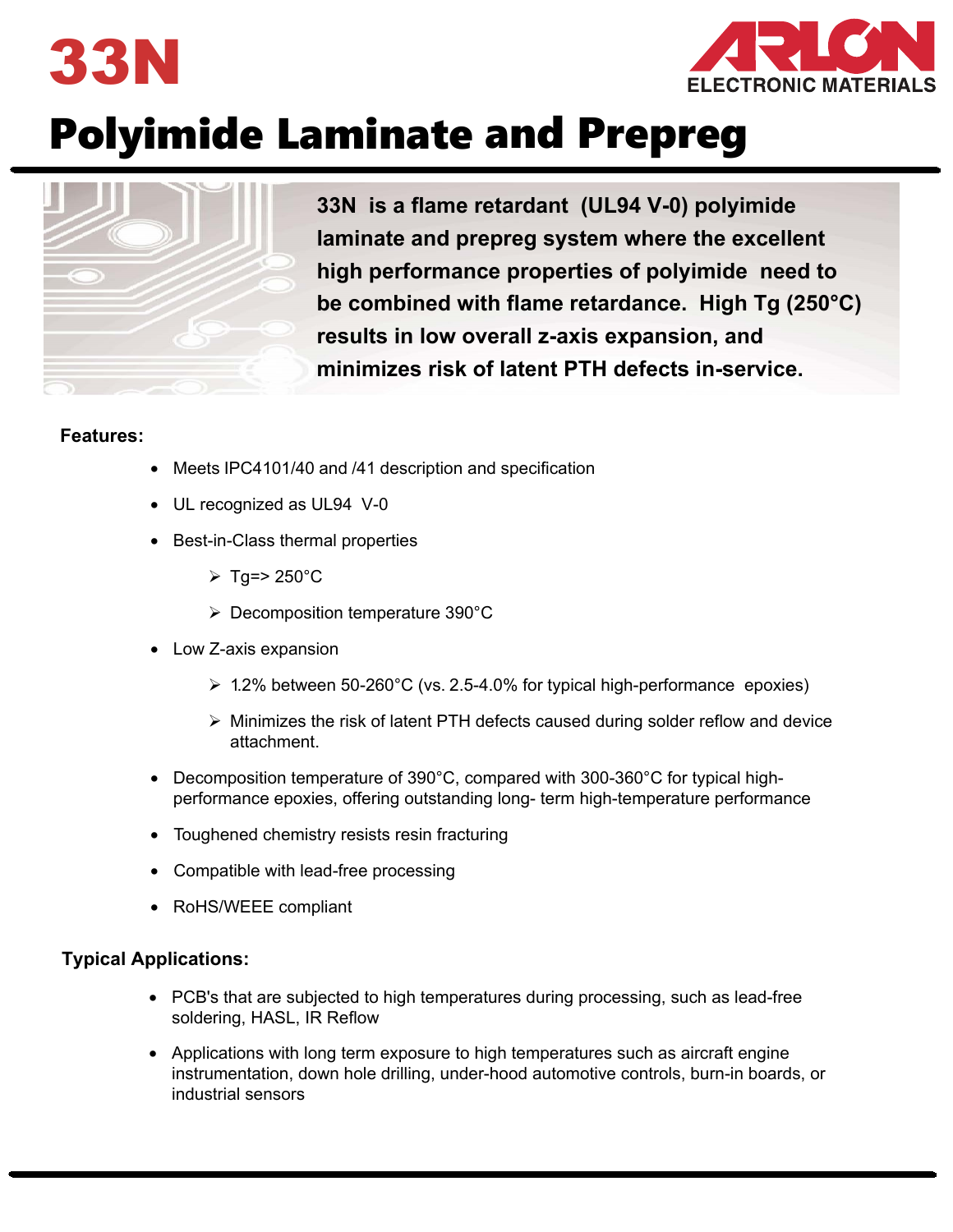# 33N

ARLON ELECTRONIC MATERIALS

# Polyimide Laminate and Prepreg

**33N is a flame retardant (UL94 V-0) polyimide laminate and prepreg system where the excellent high performance properties of polyimide need to be combined with flame retardance. High Tg (250°C) results in low overall z-axis expansion, and minimizes risk of latent PTH defects in-service.**

### Features:

- Meets IPC4101/40 and /41 description and specification
- UL recognized as UL94 V-0
- Best-in-Class thermal properties
  - Tg=> 250°C
  - Decomposition temperature 390°C
- Low Z-axis expansion
  - 1.2% between 50-260°C (vs. 2.5-4.0% for typical high-performance epoxies)
  - Minimizes the risk of latent PTH defects caused during solder reflow and device attachment.
- Decomposition temperature of 390°C, compared with 300-360°C for typical high-performance epoxies, offering outstanding long- term high-temperature performance
- Toughened chemistry resists resin fracturing
- Compatible with lead-free processing
- RoHS/WEEE compliant

### Typical Applications:

- PCB's that are subjected to high temperatures during processing, such as lead-free soldering, HASL, IR Reflow
- Applications with long term exposure to high temperatures such as aircraft engine instrumentation, down hole drilling, under-hood automotive controls, burn-in boards, or industrial sensors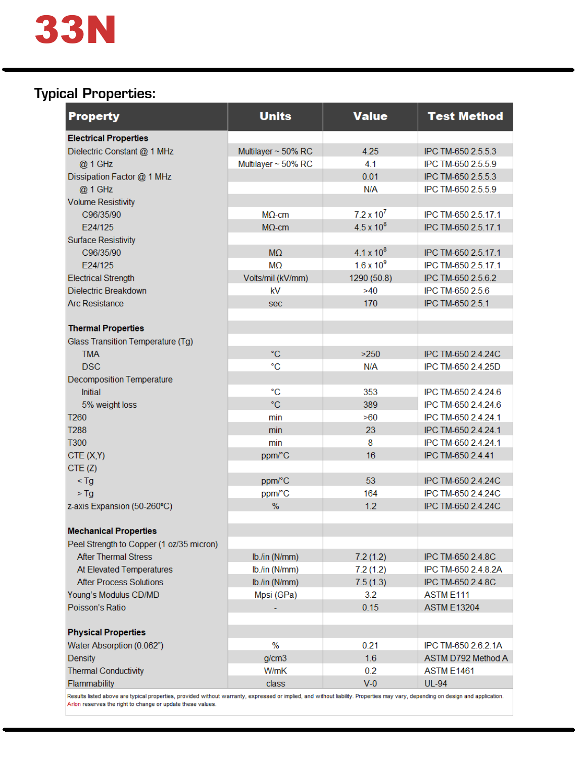# 33N

## Typical Properties:

| Property | Units | Value | Test Method |
|---|---|---|---|
| **Electrical Properties** | | | |
| Dielectric Constant @ 1 MHz | Multilayer ~ 50% RC | 4.25 | IPC TM-650 2.5.5.3 |
| @ 1 GHz | Multilayer ~ 50% RC | 4.1 | IPC TM-650 2.5.5.9 |
| Dissipation Factor @ 1 MHz | | 0.01 | IPC TM-650 2.5.5.3 |
| @ 1 GHz | | N/A | IPC TM-650 2.5.5.9 |
| Volume Resistivity | | | |
| C96/35/90 | MΩ-cm | $7.2 \times 10^7$ | IPC TM-650 2.5.17.1 |
| E24/125 | MΩ-cm | $4.5 \times 10^8$ | IPC TM-650 2.5.17.1 |
| Surface Resistivity | | | |
| C96/35/90 | MΩ | $4.1 \times 10^8$ | IPC TM-650 2.5.17.1 |
| E24/125 | MΩ | $1.6 \times 10^9$ | IPC TM-650 2.5.17.1 |
| Electrical Strength | Volts/mil (kV/mm) | 1290 (50.8) | IPC TM-650 2.5.6.2 |
| Dielectric Breakdown | kV | >40 | IPC TM-650 2.5.6 |
| Arc Resistance | sec | 170 | IPC TM-650 2.5.1 |
| | | | |
| **Thermal Properties** | | | |
| Glass Transition Temperature (Tg) | | | |
| TMA | °C | >250 | IPC TM-650 2.4.24C |
| DSC | °C | N/A | IPC TM-650 2.4.25D |
| Decomposition Temperature | | | |
| Initial | °C | 353 | IPC TM-650 2.4.24.6 |
| 5% weight loss | °C | 389 | IPC TM-650 2.4.24.6 |
| T260 | min | >60 | IPC TM-650 2.4.24.1 |
| T288 | min | 23 | IPC TM-650 2.4.24.1 |
| T300 | min | 8 | IPC TM-650 2.4.24.1 |
| CTE (X,Y) | ppm/°C | 16 | IPC TM-650 2.4.41 |
| CTE (Z) | | | |
| < Tg | ppm/°C | 53 | IPC TM-650 2.4.24C |
| > Tg | ppm/°C | 164 | IPC TM-650 2.4.24C |
| z-axis Expansion (50-260°C) | % | 1.2 | IPC TM-650 2.4.24C |
| | | | |
| **Mechanical Properties** | | | |
| Peel Strength to Copper (1 oz/35 micron) | | | |
| After Thermal Stress | lb./in (N/mm) | 7.2 (1.2) | IPC TM-650 2.4.8C |
| At Elevated Temperatures | lb./in (N/mm) | 7.2 (1.2) | IPC TM-650 2.4.8.2A |
| After Process Solutions | lb./in (N/mm) | 7.5 (1.3) | IPC TM-650 2.4.8C |
| Young's Modulus CD/MD | Mpsi (GPa) | 3.2 | ASTM E111 |
| Poisson's Ratio | - | 0.15 | ASTM E13204 |
| | | | |
| **Physical Properties** | | | |
| Water Absorption (0.062") | % | 0.21 | IPC TM-650 2.6.2.1A |
| Density | g/cm3 | 1.6 | ASTM D792 Method A |
| Thermal Conductivity | W/mK | 0.2 | ASTM E1461 |
| Flammability | class | V-0 | UL-94 |

Results listed above are typical properties, provided without warranty, expressed or implied, and without liability. Properties may vary, depending on design and application. Arlon reserves the right to change or update these values.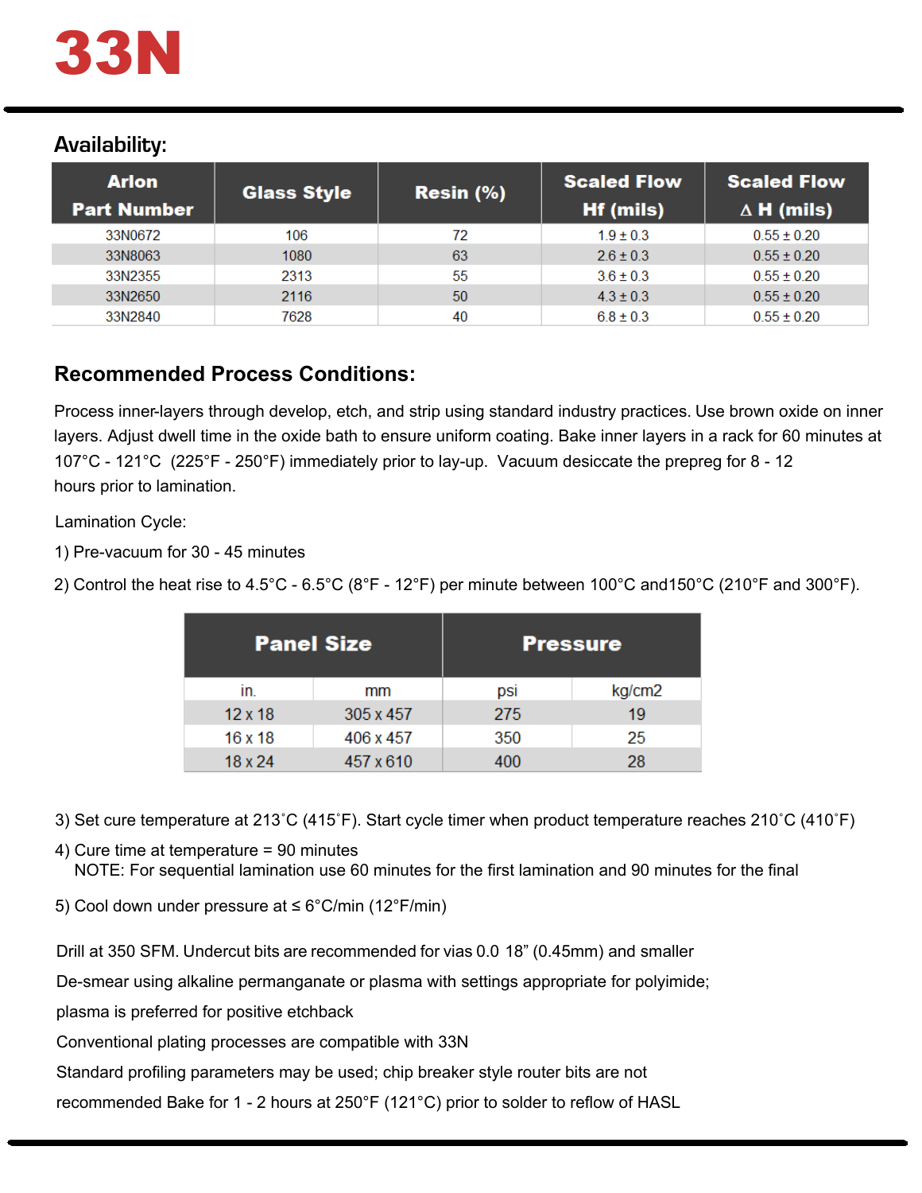# 33N

## Availability:

| Arlon Part Number | Glass Style | Resin (%) | Scaled Flow Hf (mils) | Scaled Flow ∆ H (mils) |
|---|---|---|---|---|
| 33N0672 | 106 | 72 | 1.9 ± 0.3 | 0.55 ± 0.20 |
| 33N8063 | 1080 | 63 | 2.6 ± 0.3 | 0.55 ± 0.20 |
| 33N2355 | 2313 | 55 | 3.6 ± 0.3 | 0.55 ± 0.20 |
| 33N2650 | 2116 | 50 | 4.3 ± 0.3 | 0.55 ± 0.20 |
| 33N2840 | 7628 | 40 | 6.8 ± 0.3 | 0.55 ± 0.20 |

## Recommended Process Conditions:

Process inner-layers through develop, etch, and strip using standard industry practices. Use brown oxide on inner layers. Adjust dwell time in the oxide bath to ensure uniform coating. Bake inner layers in a rack for 60 minutes at 107°C - 121°C (225°F - 250°F) immediately prior to lay-up. Vacuum desiccate the prepreg for 8 - 12 hours prior to lamination.

Lamination Cycle:

1) Pre-vacuum for 30 - 45 minutes

2) Control the heat rise to 4.5°C - 6.5°C (8°F - 12°F) per minute between 100°C and150°C (210°F and 300°F).

| Panel Size | | Pressure | |
|---|---|---|---|
| in. | mm | psi | kg/cm2 |
| 12 x 18 | 305 x 457 | 275 | 19 |
| 16 x 18 | 406 x 457 | 350 | 25 |
| 18 x 24 | 457 x 610 | 400 | 28 |

3) Set cure temperature at 213˚C (415˚F). Start cycle timer when product temperature reaches 210˚C (410˚F)

4) Cure time at temperature = 90 minutes
NOTE: For sequential lamination use 60 minutes for the first lamination and 90 minutes for the final

5) Cool down under pressure at ≤ 6°C/min (12°F/min)

Drill at 350 SFM. Undercut bits are recommended for vias 0.0 18" (0.45mm) and smaller

De-smear using alkaline permanganate or plasma with settings appropriate for polyimide; plasma is preferred for positive etchback

Conventional plating processes are compatible with 33N

Standard profiling parameters may be used; chip breaker style router bits are not recommended Bake for 1 - 2 hours at 250°F (121°C) prior to solder to reflow of HASL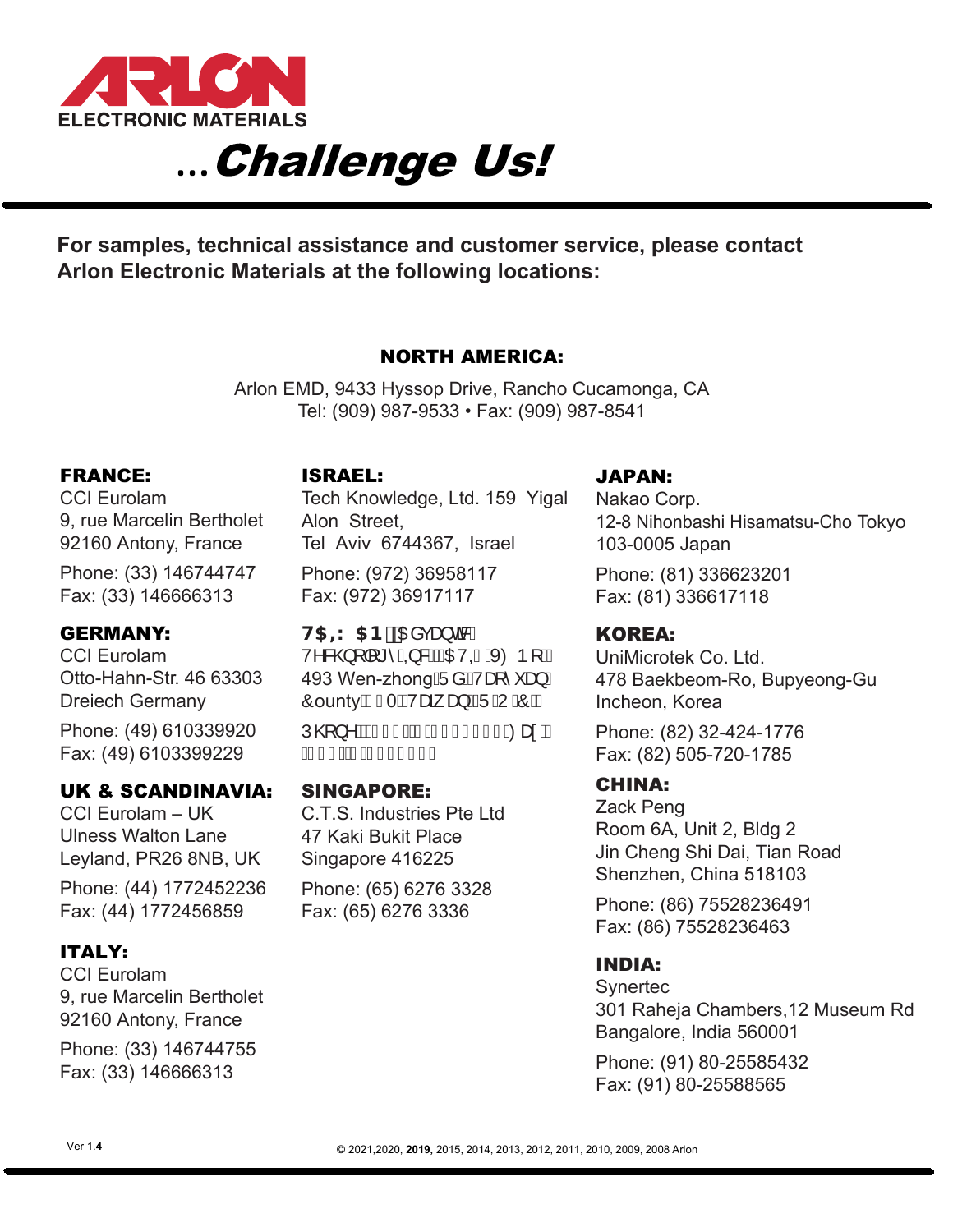# ARLON

ELECTRONIC MATERIALS

*...Challenge Us!*

**For samples, technical assistance and customer service, please contact Arlon Electronic Materials at the following locations:**

### NORTH AMERICA:

Arlon EMD, 9433 Hyssop Drive, Rancho Cucamonga, CA
Tel: (909) 987-9533 • Fax: (909) 987-8541

### FRANCE:

CCI Eurolam
9, rue Marcelin Bertholet
92160 Antony, France

Phone: (33) 146744747
Fax: (33) 146666313

### GERMANY:

CCI Eurolam
Otto-Hahn-Str. 46 63303
Dreiech Germany

Phone: (49) 610339920
Fax: (49) 6103399229

### UK & SCANDINAVIA:

CCI Eurolam – UK
Ulness Walton Lane
Leyland, PR26 8NB, UK

Phone: (44) 1772452236
Fax: (44) 1772456859

### ITALY:

CCI Eurolam
9, rue Marcelin Bertholet
92160 Antony, France

Phone: (33) 146744755
Fax: (33) 146666313

### ISRAEL:

Tech Knowledge, Ltd. 159 Yigal Alon Street,
Tel Aviv 6744367, Israel

Phone: (972) 36958117
Fax: (972) 36917117

### TAIWAN: Advantec

Technology Inc. (ATI, 9F, No.
493 Wen-zhong Rd, Taoyuan
County 330 M Taiwan R.O.C.

Phone: Fax:

### SINGAPORE:

C.T.S. Industries Pte Ltd
47 Kaki Bukit Place
Singapore 416225

Phone: (65) 6276 3328
Fax: (65) 6276 3336

### JAPAN:

Nakao Corp.
12-8 Nihonbashi Hisamatsu-Cho Tokyo
103-0005 Japan

Phone: (81) 336623201
Fax: (81) 336617118

### KOREA:

UniMicrotek Co. Ltd.
478 Baekbeom-Ro, Bupyeong-Gu
Incheon, Korea

Phone: (82) 32-424-1776
Fax: (82) 505-720-1785

### CHINA:

Zack Peng
Room 6A, Unit 2, Bldg 2
Jin Cheng Shi Dai, Tian Road
Shenzhen, China 518103

Phone: (86) 75528236491
Fax: (86) 75528236463

### INDIA:

Synertec
301 Raheja Chambers,12 Museum Rd
Bangalore, India 560001

Phone: (91) 80-25585432
Fax: (91) 80-25588565

Ver 1.**4**

© 2021,2020, **2019,** 2015, 2014, 2013, 2012, 2011, 2010, 2009, 2008 Arlon